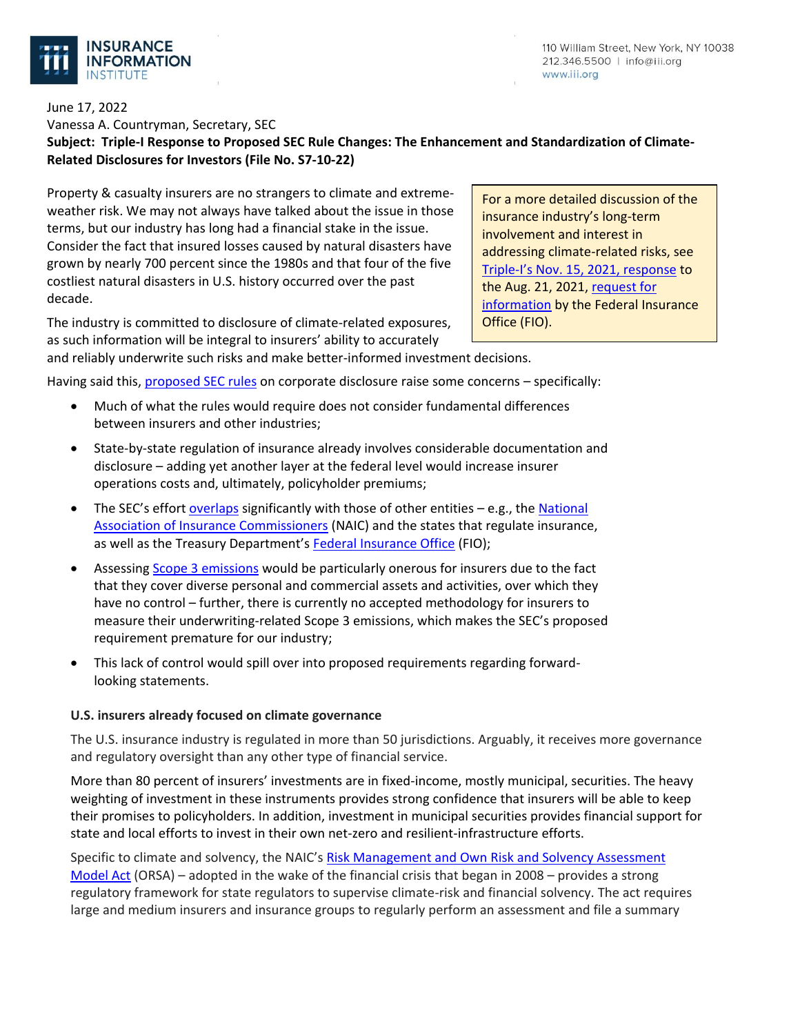INSURANCE INFORMATION INSTITUTE

110 William Street, New York, NY 10038
212.346.5500 | info@iii.org
www.iii.org

June 17, 2022
Vanessa A. Countryman, Secretary, SEC
**Subject: Triple-I Response to Proposed SEC Rule Changes: The Enhancement and Standardization of Climate-Related Disclosures for Investors (File No. S7-10-22)**

Property & casualty insurers are no strangers to climate and extreme-weather risk. We may not always have talked about the issue in those terms, but our industry has long had a financial stake in the issue. Consider the fact that insured losses caused by natural disasters have grown by nearly 700 percent since the 1980s and that four of the five costliest natural disasters in U.S. history occurred over the past decade.

> For a more detailed discussion of the insurance industry's long-term involvement and interest in addressing climate-related risks, see [Triple-I's Nov. 15, 2021, response]() to the Aug. 21, 2021, [request for information]() by the Federal Insurance Office (FIO).

The industry is committed to disclosure of climate-related exposures, as such information will be integral to insurers' ability to accurately and reliably underwrite such risks and make better-informed investment decisions.

Having said this, [proposed SEC rules]() on corporate disclosure raise some concerns – specifically:

- Much of what the rules would require does not consider fundamental differences between insurers and other industries;
- State-by-state regulation of insurance already involves considerable documentation and disclosure – adding yet another layer at the federal level would increase insurer operations costs and, ultimately, policyholder premiums;
- The SEC's effort [overlaps]() significantly with those of other entities – e.g., the [National Association of Insurance Commissioners]() (NAIC) and the states that regulate insurance, as well as the Treasury Department's [Federal Insurance Office]() (FIO);
- Assessing [Scope 3 emissions]() would be particularly onerous for insurers due to the fact that they cover diverse personal and commercial assets and activities, over which they have no control – further, there is currently no accepted methodology for insurers to measure their underwriting-related Scope 3 emissions, which makes the SEC's proposed requirement premature for our industry;
- This lack of control would spill over into proposed requirements regarding forward-looking statements.

### U.S. insurers already focused on climate governance

The U.S. insurance industry is regulated in more than 50 jurisdictions. Arguably, it receives more governance and regulatory oversight than any other type of financial service.

More than 80 percent of insurers' investments are in fixed-income, mostly municipal, securities. The heavy weighting of investment in these instruments provides strong confidence that insurers will be able to keep their promises to policyholders. In addition, investment in municipal securities provides financial support for state and local efforts to invest in their own net-zero and resilient-infrastructure efforts.

Specific to climate and solvency, the NAIC's [Risk Management and Own Risk and Solvency Assessment Model Act]() (ORSA) – adopted in the wake of the financial crisis that began in 2008 – provides a strong regulatory framework for state regulators to supervise climate-risk and financial solvency. The act requires large and medium insurers and insurance groups to regularly perform an assessment and file a summary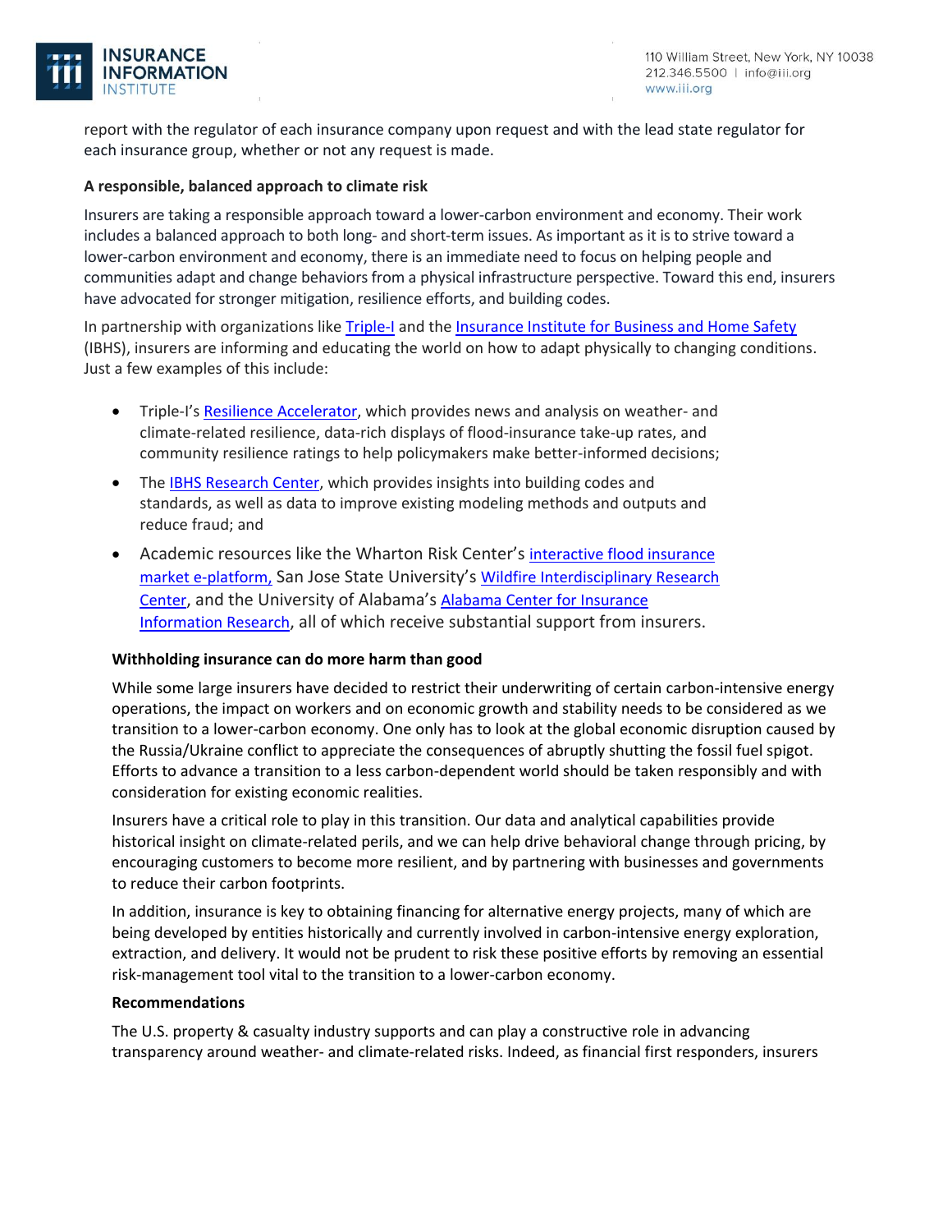report with the regulator of each insurance company upon request and with the lead state regulator for each insurance group, whether or not any request is made.

**A responsible, balanced approach to climate risk**

Insurers are taking a responsible approach toward a lower-carbon environment and economy. Their work includes a balanced approach to both long- and short-term issues. As important as it is to strive toward a lower-carbon environment and economy, there is an immediate need to focus on helping people and communities adapt and change behaviors from a physical infrastructure perspective. Toward this end, insurers have advocated for stronger mitigation, resilience efforts, and building codes.

In partnership with organizations like Triple-I and the Insurance Institute for Business and Home Safety (IBHS), insurers are informing and educating the world on how to adapt physically to changing conditions. Just a few examples of this include:

- Triple-I's Resilience Accelerator, which provides news and analysis on weather- and climate-related resilience, data-rich displays of flood-insurance take-up rates, and community resilience ratings to help policymakers make better-informed decisions;
- The IBHS Research Center, which provides insights into building codes and standards, as well as data to improve existing modeling methods and outputs and reduce fraud; and
- Academic resources like the Wharton Risk Center's interactive flood insurance market e-platform, San Jose State University's Wildfire Interdisciplinary Research Center, and the University of Alabama's Alabama Center for Insurance Information Research, all of which receive substantial support from insurers.

**Withholding insurance can do more harm than good**

While some large insurers have decided to restrict their underwriting of certain carbon-intensive energy operations, the impact on workers and on economic growth and stability needs to be considered as we transition to a lower-carbon economy. One only has to look at the global economic disruption caused by the Russia/Ukraine conflict to appreciate the consequences of abruptly shutting the fossil fuel spigot. Efforts to advance a transition to a less carbon-dependent world should be taken responsibly and with consideration for existing economic realities.

Insurers have a critical role to play in this transition. Our data and analytical capabilities provide historical insight on climate-related perils, and we can help drive behavioral change through pricing, by encouraging customers to become more resilient, and by partnering with businesses and governments to reduce their carbon footprints.

In addition, insurance is key to obtaining financing for alternative energy projects, many of which are being developed by entities historically and currently involved in carbon-intensive energy exploration, extraction, and delivery. It would not be prudent to risk these positive efforts by removing an essential risk-management tool vital to the transition to a lower-carbon economy.

**Recommendations**

The U.S. property & casualty industry supports and can play a constructive role in advancing transparency around weather- and climate-related risks. Indeed, as financial first responders, insurers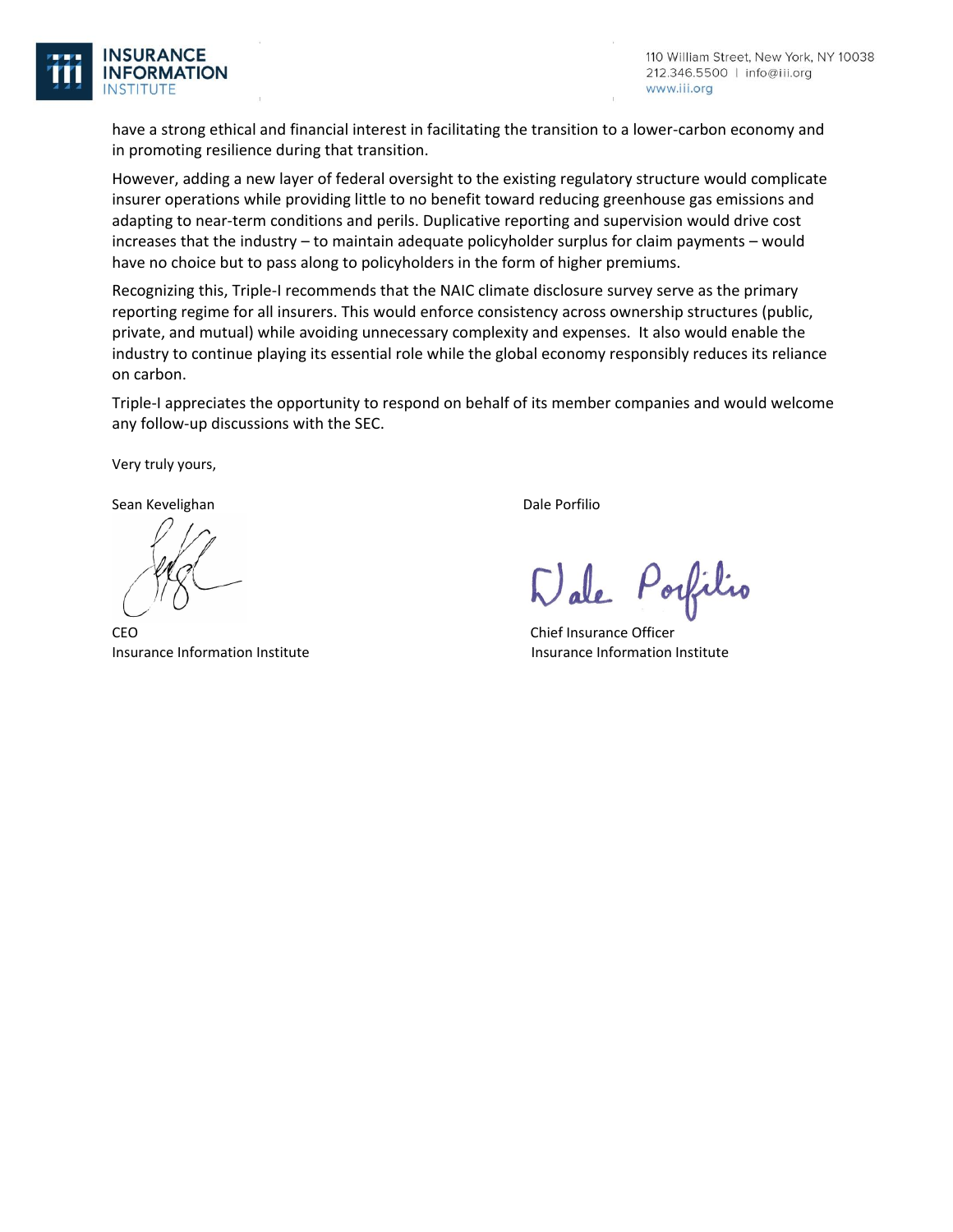have a strong ethical and financial interest in facilitating the transition to a lower-carbon economy and in promoting resilience during that transition.

However, adding a new layer of federal oversight to the existing regulatory structure would complicate insurer operations while providing little to no benefit toward reducing greenhouse gas emissions and adapting to near-term conditions and perils. Duplicative reporting and supervision would drive cost increases that the industry – to maintain adequate policyholder surplus for claim payments – would have no choice but to pass along to policyholders in the form of higher premiums.

Recognizing this, Triple-I recommends that the NAIC climate disclosure survey serve as the primary reporting regime for all insurers. This would enforce consistency across ownership structures (public, private, and mutual) while avoiding unnecessary complexity and expenses. It also would enable the industry to continue playing its essential role while the global economy responsibly reduces its reliance on carbon.

Triple-I appreciates the opportunity to respond on behalf of its member companies and would welcome any follow-up discussions with the SEC.

Very truly yours,

Sean Kevelighan
CEO
Insurance Information Institute

Dale Porfilio
Chief Insurance Officer
Insurance Information Institute